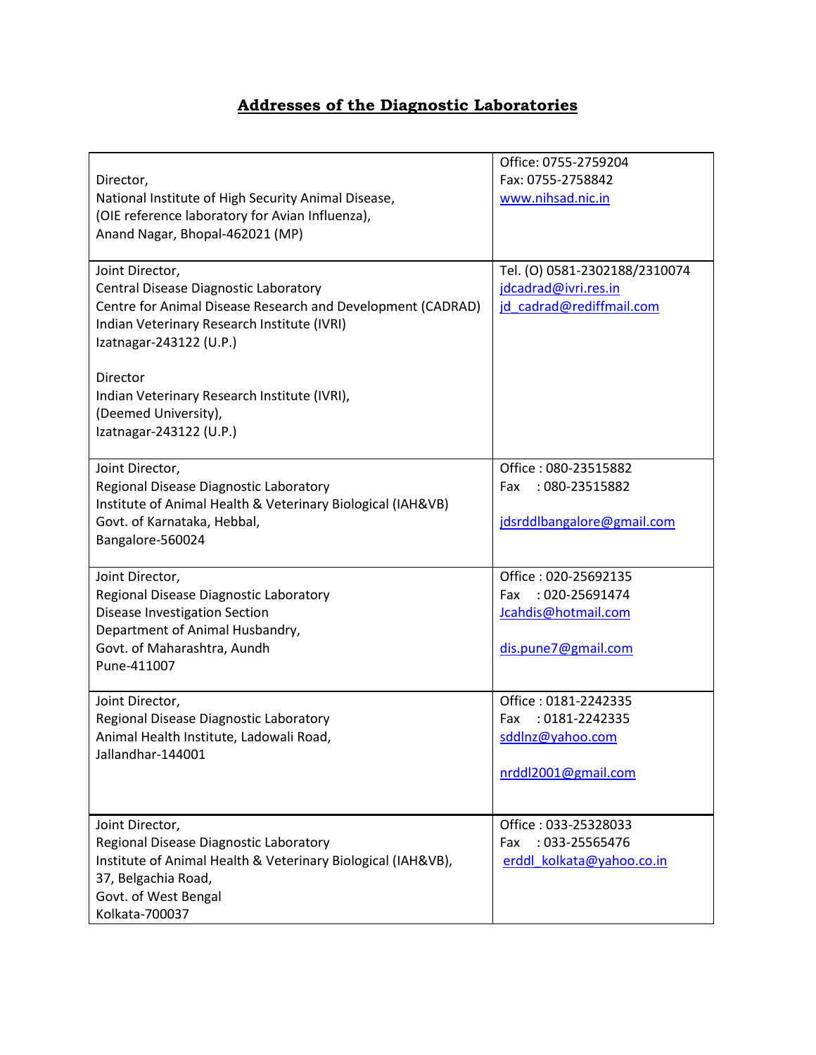## Addresses of the Diagnostic Laboratories

| | |
|---|---|
| Director,<br>National Institute of High Security Animal Disease,<br>(OIE reference laboratory for Avian Influenza),<br>Anand Nagar, Bhopal-462021 (MP) | Office: 0755-2759204<br>Fax: 0755-2758842<br>www.nihsad.nic.in |
| Joint Director,<br>Central Disease Diagnostic Laboratory<br>Centre for Animal Disease Research and Development (CADRAD)<br>Indian Veterinary Research Institute (IVRI)<br>Izatnagar-243122 (U.P.)<br><br>Director<br>Indian Veterinary Research Institute (IVRI),<br>(Deemed University),<br>Izatnagar-243122 (U.P.) | Tel. (O) 0581-2302188/2310074<br>jdcadrad@ivri.res.in<br>jd_cadrad@rediffmail.com |
| Joint Director,<br>Regional Disease Diagnostic Laboratory<br>Institute of Animal Health & Veterinary Biological (IAH&VB)<br>Govt. of Karnataka, Hebbal,<br>Bangalore-560024 | Office : 080-23515882<br>Fax : 080-23515882<br><br>jdsrddlbangalore@gmail.com |
| Joint Director,<br>Regional Disease Diagnostic Laboratory<br>Disease Investigation Section<br>Department of Animal Husbandry,<br>Govt. of Maharashtra, Aundh<br>Pune-411007 | Office : 020-25692135<br>Fax : 020-25691474<br>Jcahdis@hotmail.com<br><br>dis.pune7@gmail.com |
| Joint Director,<br>Regional Disease Diagnostic Laboratory<br>Animal Health Institute, Ladowali Road,<br>Jallandhar-144001 | Office : 0181-2242335<br>Fax : 0181-2242335<br>sddlnz@yahoo.com<br><br>nrddl2001@gmail.com |
| Joint Director,<br>Regional Disease Diagnostic Laboratory<br>Institute of Animal Health & Veterinary Biological (IAH&VB),<br>37, Belgachia Road,<br>Govt. of West Bengal<br>Kolkata-700037 | Office : 033-25328033<br>Fax : 033-25565476<br>erddl_kolkata@yahoo.co.in |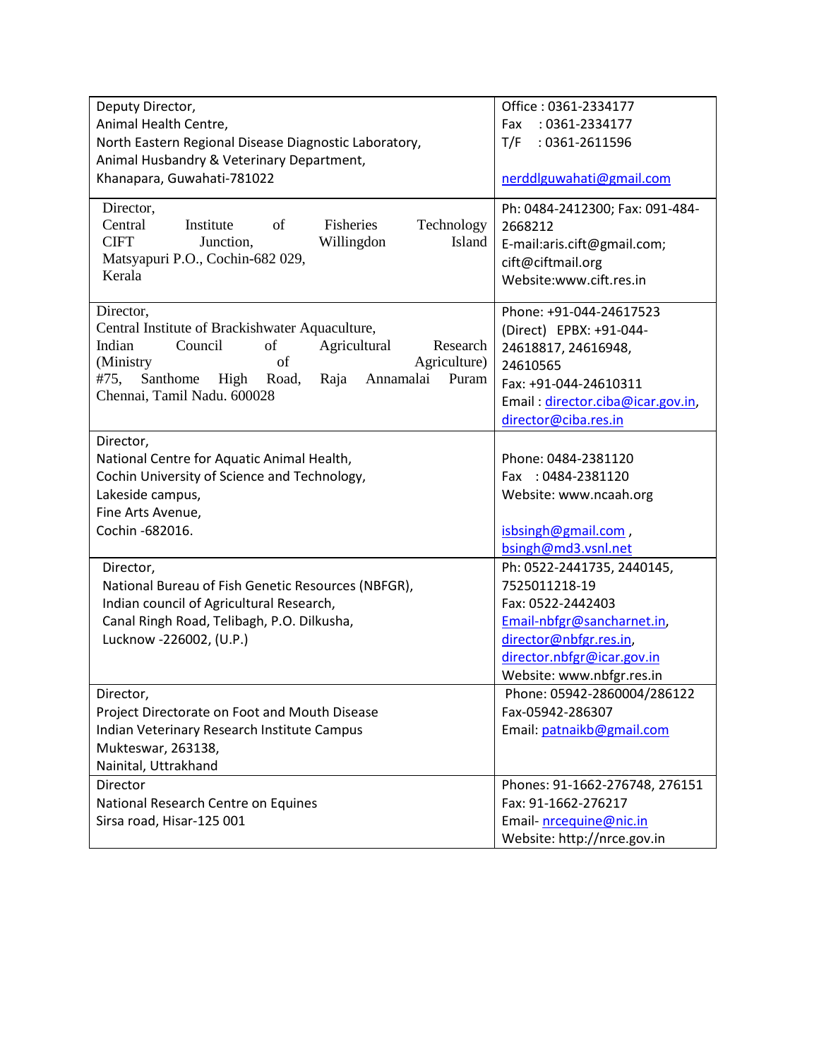| | |
|---|---|
| Deputy Director,<br>Animal Health Centre,<br>North Eastern Regional Disease Diagnostic Laboratory,<br>Animal Husbandry & Veterinary Department,<br>Khanapara, Guwahati-781022 | Office : 0361-2334177<br>Fax : 0361-2334177<br>T/F : 0361-2611596<br><br>nerddlguwahati@gmail.com |
| Director,<br>Central Institute of Fisheries Technology<br>CIFT Junction, Willingdon Island<br>Matsyapuri P.O., Cochin-682 029,<br>Kerala | Ph: 0484-2412300; Fax: 091-484-2668212<br>E-mail:aris.cift@gmail.com;<br>cift@ciftmail.org<br>Website:www.cift.res.in |
| Director,<br>Central Institute of Brackishwater Aquaculture,<br>Indian Council of Agricultural Research<br>(Ministry of Agriculture)<br>#75, Santhome High Road, Raja Annamalai Puram<br>Chennai, Tamil Nadu. 600028 | Phone: +91-044-24617523<br>(Direct) EPBX: +91-044-24618817, 24616948,<br>24610565<br>Fax: +91-044-24610311<br>Email : director.ciba@icar.gov.in,<br>director@ciba.res.in |
| Director,<br>National Centre for Aquatic Animal Health,<br>Cochin University of Science and Technology,<br>Lakeside campus,<br>Fine Arts Avenue,<br>Cochin -682016. | Phone: 0484-2381120<br>Fax : 0484-2381120<br>Website: www.ncaah.org<br><br>isbsingh@gmail.com ,<br>bsingh@md3.vsnl.net |
| Director,<br>National Bureau of Fish Genetic Resources (NBFGR),<br>Indian council of Agricultural Research,<br>Canal Ringh Road, Telibagh, P.O. Dilkusha,<br>Lucknow -226002, (U.P.) | Ph: 0522-2441735, 2440145,<br>7525011218-19<br>Fax: 0522-2442403<br>Email-nbfgr@sancharnet.in,<br>director@nbfgr.res.in,<br>director.nbfgr@icar.gov.in<br>Website: www.nbfgr.res.in |
| Director,<br>Project Directorate on Foot and Mouth Disease<br>Indian Veterinary Research Institute Campus<br>Mukteswar, 263138,<br>Nainital, Uttrakhand | Phone: 05942-2860004/286122<br>Fax-05942-286307<br>Email: patnaikb@gmail.com |
| Director<br>National Research Centre on Equines<br>Sirsa road, Hisar-125 001 | Phones: 91-1662-276748, 276151<br>Fax: 91-1662-276217<br>Email- nrcequine@nic.in<br>Website: http://nrce.gov.in |